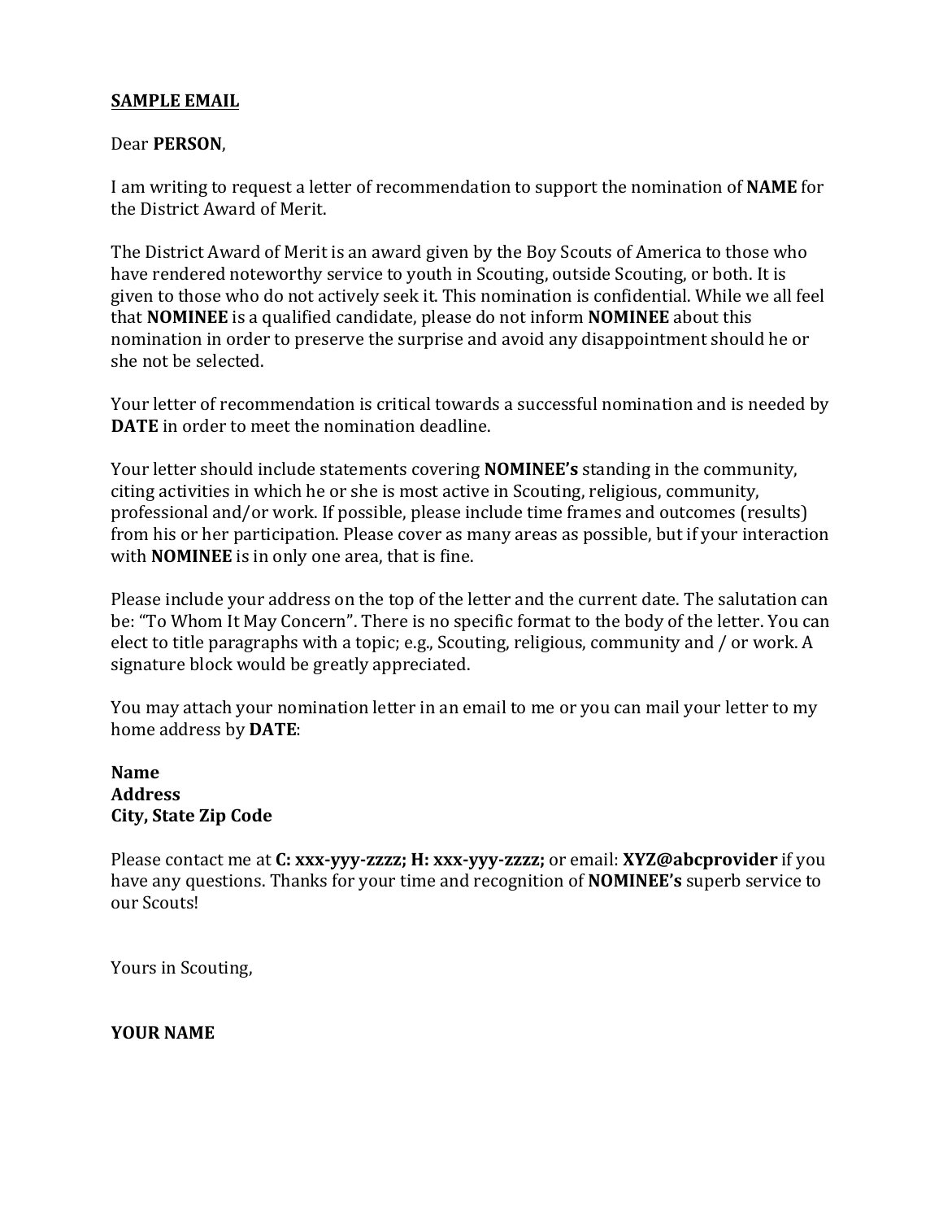**SAMPLE EMAIL**

Dear **PERSON**,

I am writing to request a letter of recommendation to support the nomination of **NAME** for the District Award of Merit.

The District Award of Merit is an award given by the Boy Scouts of America to those who have rendered noteworthy service to youth in Scouting, outside Scouting, or both. It is given to those who do not actively seek it. This nomination is confidential. While we all feel that **NOMINEE** is a qualified candidate, please do not inform **NOMINEE** about this nomination in order to preserve the surprise and avoid any disappointment should he or she not be selected.

Your letter of recommendation is critical towards a successful nomination and is needed by **DATE** in order to meet the nomination deadline.

Your letter should include statements covering **NOMINEE's** standing in the community, citing activities in which he or she is most active in Scouting, religious, community, professional and/or work. If possible, please include time frames and outcomes (results) from his or her participation. Please cover as many areas as possible, but if your interaction with **NOMINEE** is in only one area, that is fine.

Please include your address on the top of the letter and the current date. The salutation can be: "To Whom It May Concern". There is no specific format to the body of the letter. You can elect to title paragraphs with a topic; e.g., Scouting, religious, community and / or work. A signature block would be greatly appreciated.

You may attach your nomination letter in an email to me or you can mail your letter to my home address by **DATE**:

**Name**
**Address**
**City, State Zip Code**

Please contact me at **C: xxx-yyy-zzzz; H: xxx-yyy-zzzz;** or email: **XYZ@abcprovider** if you have any questions. Thanks for your time and recognition of **NOMINEE's** superb service to our Scouts!

Yours in Scouting,

**YOUR NAME**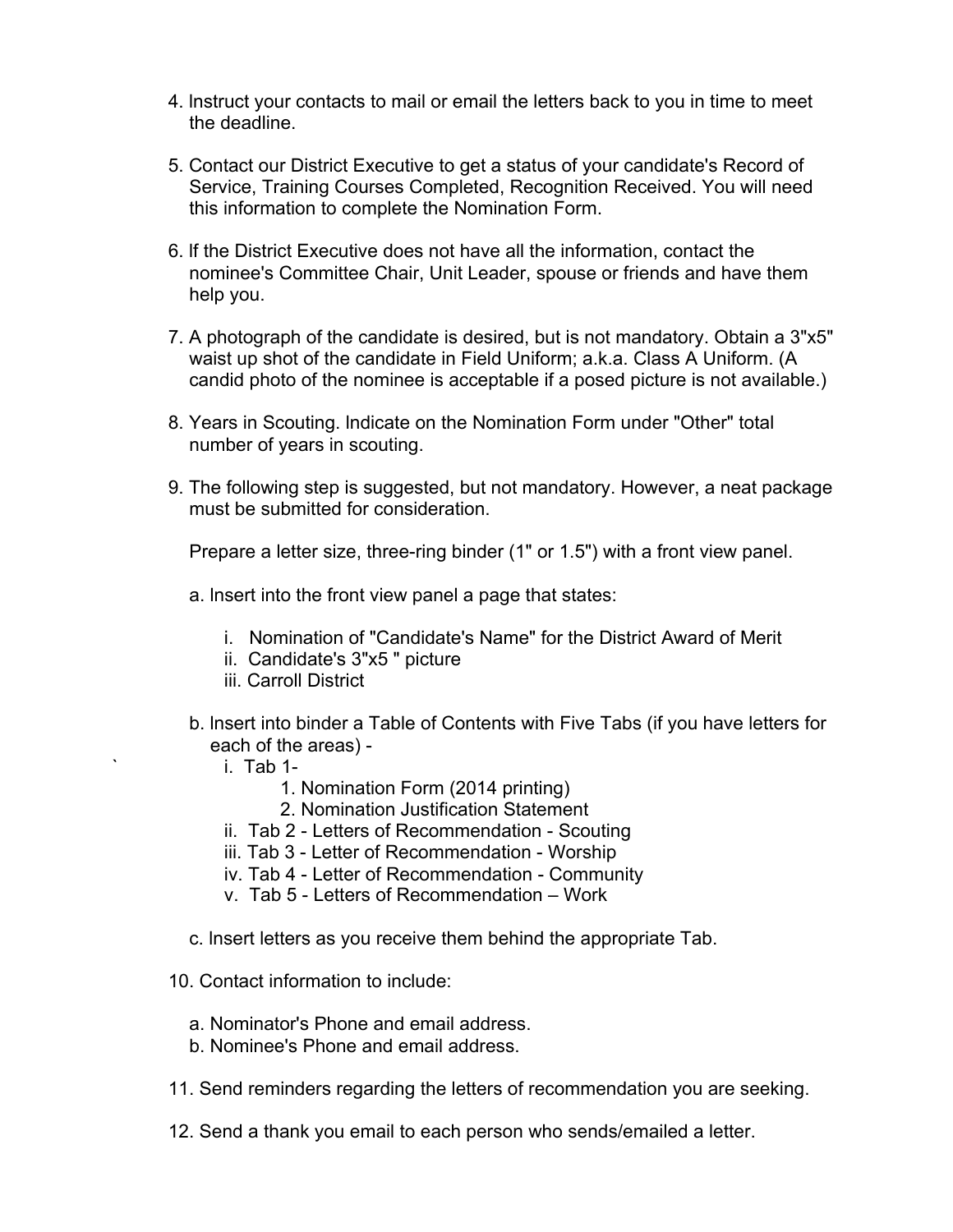4. Instruct your contacts to mail or email the letters back to you in time to meet the deadline.

5. Contact our District Executive to get a status of your candidate's Record of Service, Training Courses Completed, Recognition Received. You will need this information to complete the Nomination Form.

6. If the District Executive does not have all the information, contact the nominee's Committee Chair, Unit Leader, spouse or friends and have them help you.

7. A photograph of the candidate is desired, but is not mandatory. Obtain a 3"x5" waist up shot of the candidate in Field Uniform; a.k.a. Class A Uniform. (A candid photo of the nominee is acceptable if a posed picture is not available.)

8. Years in Scouting. Indicate on the Nomination Form under "Other" total number of years in scouting.

9. The following step is suggested, but not mandatory. However, a neat package must be submitted for consideration.

   Prepare a letter size, three-ring binder (1" or 1.5") with a front view panel.

   a. Insert into the front view panel a page that states:

      i. Nomination of "Candidate's Name" for the District Award of Merit
      ii. Candidate's 3"x5 " picture
      iii. Carroll District

   b. Insert into binder a Table of Contents with Five Tabs (if you have letters for each of the areas) -

      i. Tab 1-
         1. Nomination Form (2014 printing)
         2. Nomination Justification Statement
      ii. Tab 2 - Letters of Recommendation - Scouting
      iii. Tab 3 - Letter of Recommendation - Worship
      iv. Tab 4 - Letter of Recommendation - Community
      v. Tab 5 - Letters of Recommendation – Work

   c. Insert letters as you receive them behind the appropriate Tab.

10. Contact information to include:

    a. Nominator's Phone and email address.
    b. Nominee's Phone and email address.

11. Send reminders regarding the letters of recommendation you are seeking.

12. Send a thank you email to each person who sends/emailed a letter.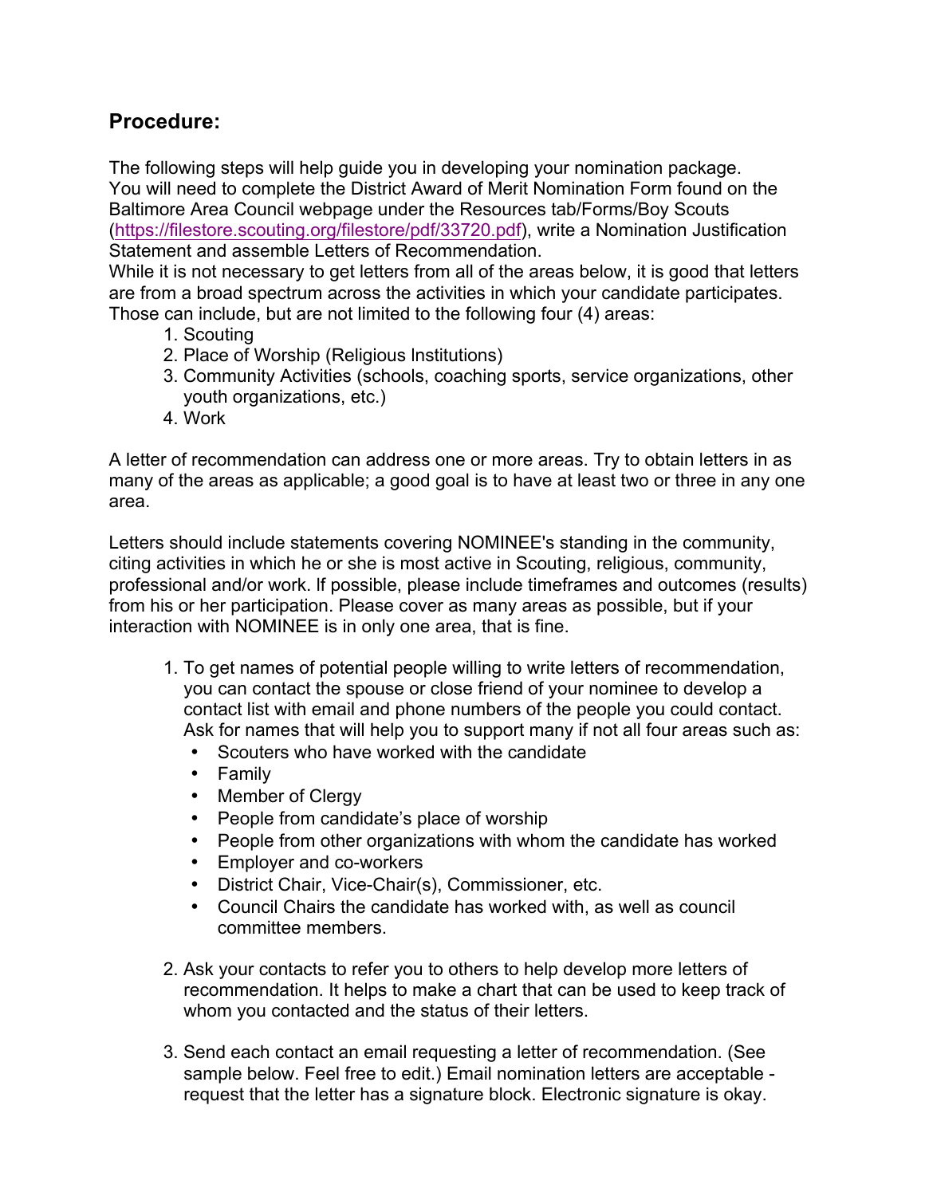## Procedure:

The following steps will help guide you in developing your nomination package. You will need to complete the District Award of Merit Nomination Form found on the Baltimore Area Council webpage under the Resources tab/Forms/Boy Scouts (https://filestore.scouting.org/filestore/pdf/33720.pdf), write a Nomination Justification Statement and assemble Letters of Recommendation.

While it is not necessary to get letters from all of the areas below, it is good that letters are from a broad spectrum across the activities in which your candidate participates. Those can include, but are not limited to the following four (4) areas:

1. Scouting
2. Place of Worship (Religious Institutions)
3. Community Activities (schools, coaching sports, service organizations, other youth organizations, etc.)
4. Work

A letter of recommendation can address one or more areas. Try to obtain letters in as many of the areas as applicable; a good goal is to have at least two or three in any one area.

Letters should include statements covering NOMINEE's standing in the community, citing activities in which he or she is most active in Scouting, religious, community, professional and/or work. If possible, please include timeframes and outcomes (results) from his or her participation. Please cover as many areas as possible, but if your interaction with NOMINEE is in only one area, that is fine.

1. To get names of potential people willing to write letters of recommendation, you can contact the spouse or close friend of your nominee to develop a contact list with email and phone numbers of the people you could contact. Ask for names that will help you to support many if not all four areas such as:
   - Scouters who have worked with the candidate
   - Family
   - Member of Clergy
   - People from candidate's place of worship
   - People from other organizations with whom the candidate has worked
   - Employer and co-workers
   - District Chair, Vice-Chair(s), Commissioner, etc.
   - Council Chairs the candidate has worked with, as well as council committee members.

2. Ask your contacts to refer you to others to help develop more letters of recommendation. It helps to make a chart that can be used to keep track of whom you contacted and the status of their letters.

3. Send each contact an email requesting a letter of recommendation. (See sample below. Feel free to edit.) Email nomination letters are acceptable - request that the letter has a signature block. Electronic signature is okay.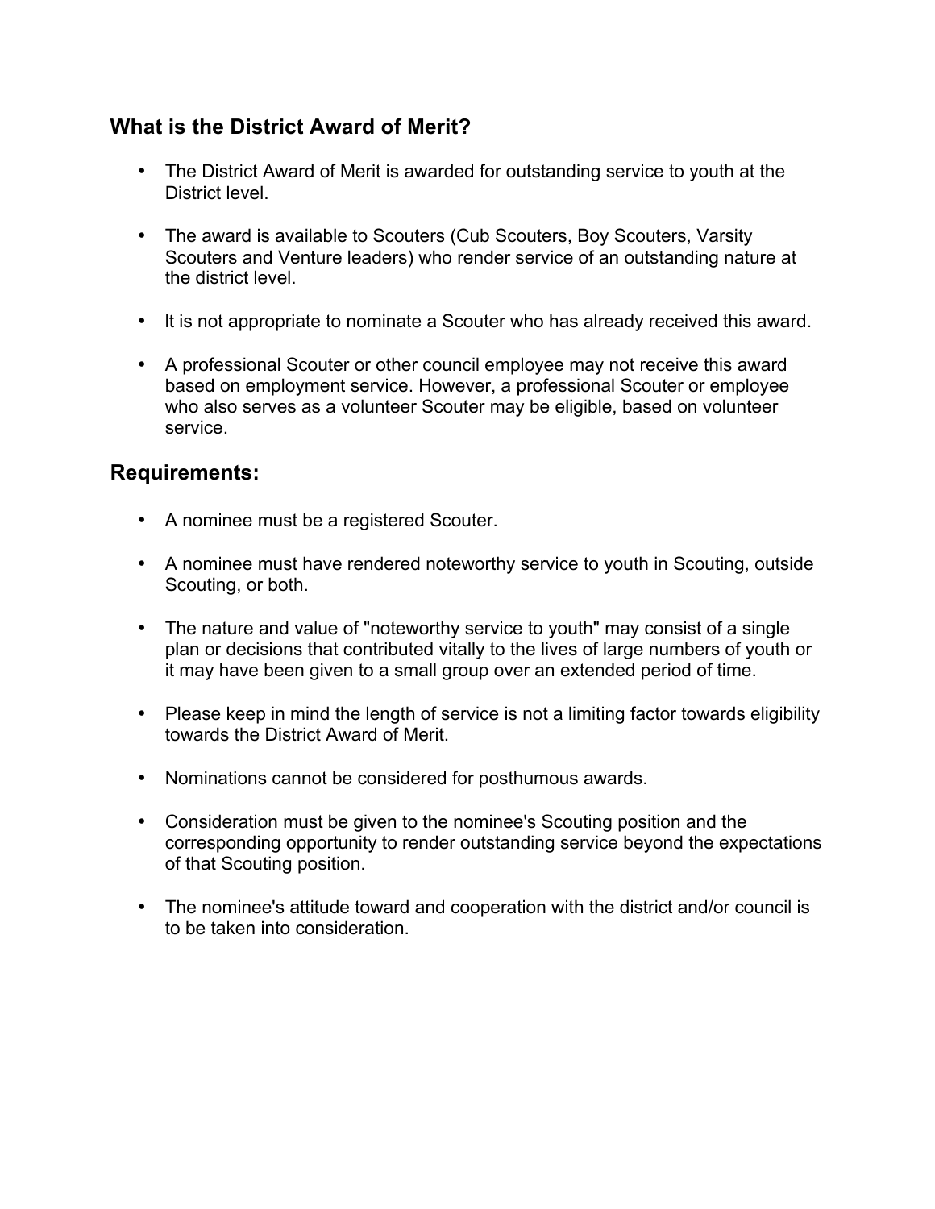## What is the District Award of Merit?

- The District Award of Merit is awarded for outstanding service to youth at the District level.
- The award is available to Scouters (Cub Scouters, Boy Scouters, Varsity Scouters and Venture leaders) who render service of an outstanding nature at the district level.
- It is not appropriate to nominate a Scouter who has already received this award.
- A professional Scouter or other council employee may not receive this award based on employment service. However, a professional Scouter or employee who also serves as a volunteer Scouter may be eligible, based on volunteer service.

## Requirements:

- A nominee must be a registered Scouter.
- A nominee must have rendered noteworthy service to youth in Scouting, outside Scouting, or both.
- The nature and value of "noteworthy service to youth" may consist of a single plan or decisions that contributed vitally to the lives of large numbers of youth or it may have been given to a small group over an extended period of time.
- Please keep in mind the length of service is not a limiting factor towards eligibility towards the District Award of Merit.
- Nominations cannot be considered for posthumous awards.
- Consideration must be given to the nominee's Scouting position and the corresponding opportunity to render outstanding service beyond the expectations of that Scouting position.
- The nominee's attitude toward and cooperation with the district and/or council is to be taken into consideration.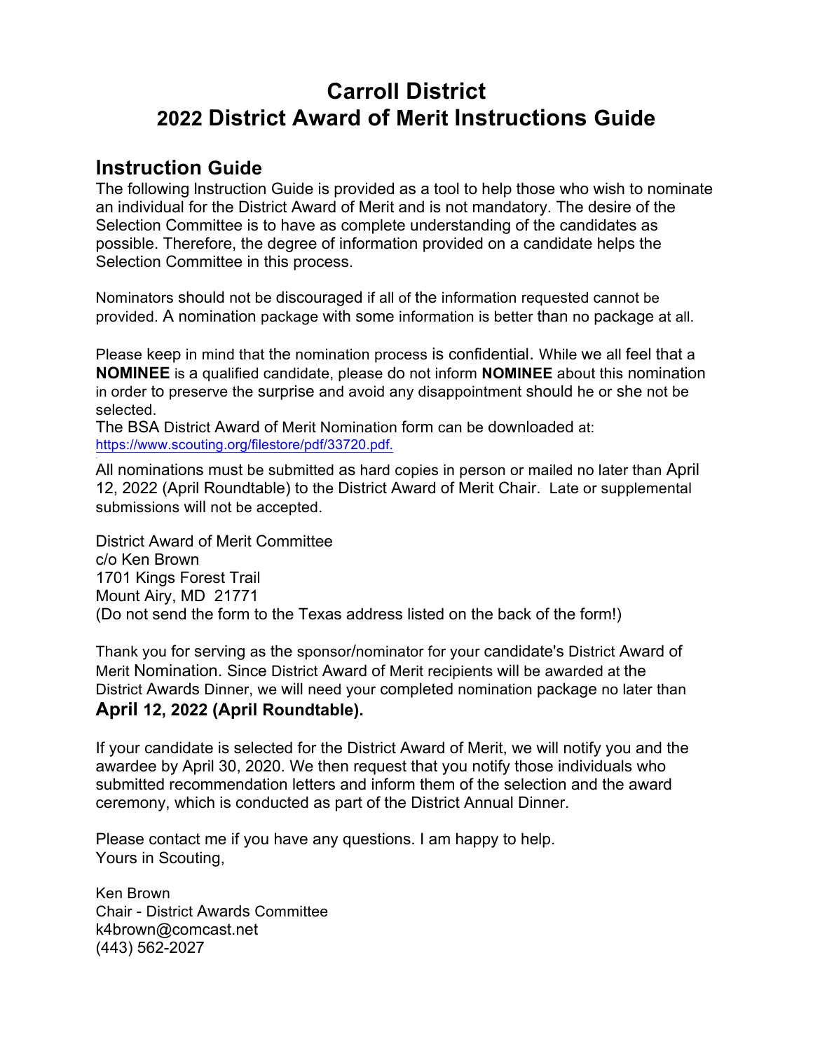# Carroll District
# 2022 District Award of Merit Instructions Guide

## Instruction Guide

The following Instruction Guide is provided as a tool to help those who wish to nominate an individual for the District Award of Merit and is not mandatory. The desire of the Selection Committee is to have as complete understanding of the candidates as possible. Therefore, the degree of information provided on a candidate helps the Selection Committee in this process.

Nominators should not be discouraged if all of the information requested cannot be provided. A nomination package with some information is better than no package at all.

Please keep in mind that the nomination process is confidential. While we all feel that a **NOMINEE** is a qualified candidate, please do not inform **NOMINEE** about this nomination in order to preserve the surprise and avoid any disappointment should he or she not be selected.

The BSA District Award of Merit Nomination form can be downloaded at: https://www.scouting.org/filestore/pdf/33720.pdf.

All nominations must be submitted as hard copies in person or mailed no later than April 12, 2022 (April Roundtable) to the District Award of Merit Chair. Late or supplemental submissions will not be accepted.

District Award of Merit Committee  
c/o Ken Brown  
1701 Kings Forest Trail  
Mount Airy, MD 21771  
(Do not send the form to the Texas address listed on the back of the form!)

Thank you for serving as the sponsor/nominator for your candidate's District Award of Merit Nomination. Since District Award of Merit recipients will be awarded at the District Awards Dinner, we will need your completed nomination package no later than **April 12, 2022 (April Roundtable).**

If your candidate is selected for the District Award of Merit, we will notify you and the awardee by April 30, 2020. We then request that you notify those individuals who submitted recommendation letters and inform them of the selection and the award ceremony, which is conducted as part of the District Annual Dinner.

Please contact me if you have any questions. I am happy to help.  
Yours in Scouting,

Ken Brown  
Chair - District Awards Committee  
k4brown@comcast.net  
(443) 562-2027